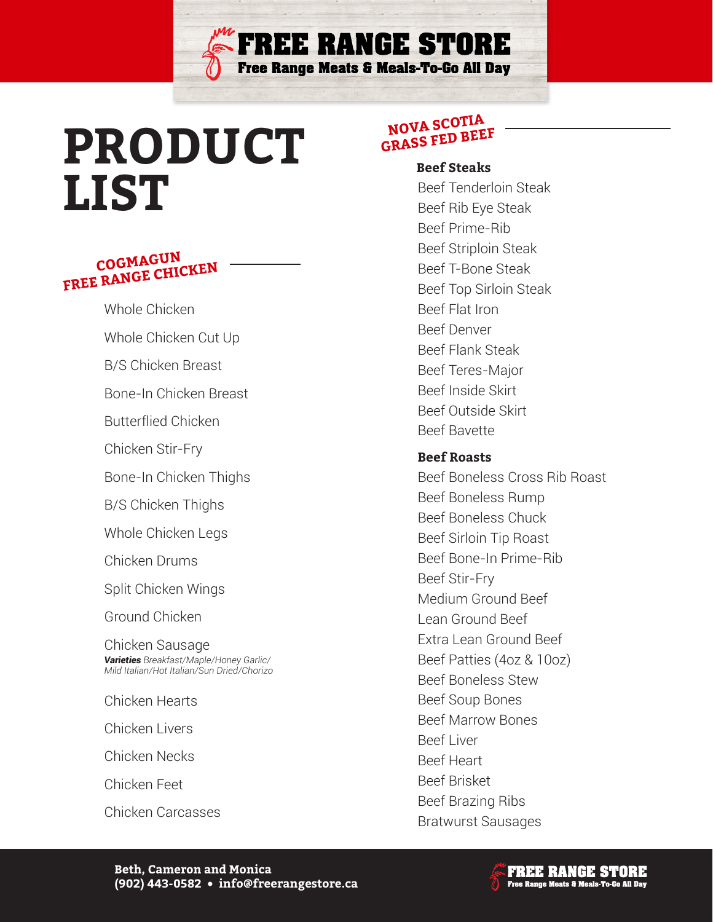# FREE RANGE STORE

**Free Range Meats & Meals-To-Go All Day**

# PRODUCT LIST

## COGMAGUN FREE RANGE CHICKEN

- Whole Chicken
- Whole Chicken Cut Up
- B/S Chicken Breast
- Bone-In Chicken Breast
- Butterflied Chicken
- Chicken Stir-Fry
- Bone-In Chicken Thighs
- B/S Chicken Thighs
- Whole Chicken Legs
- Chicken Drums
- Split Chicken Wings
- Ground Chicken
- Chicken Sausage
  ***Varieties*** *Breakfast/Maple/Honey Garlic/ Mild Italian/Hot Italian/Sun Dried/Chorizo*
- Chicken Hearts
- Chicken Livers
- Chicken Necks
- Chicken Feet
- Chicken Carcasses

## NOVA SCOTIA GRASS FED BEEF

### Beef Steaks

- Beef Tenderloin Steak
- Beef Rib Eye Steak
- Beef Prime-Rib
- Beef Striploin Steak
- Beef T-Bone Steak
- Beef Top Sirloin Steak
- Beef Flat Iron
- Beef Denver
- Beef Flank Steak
- Beef Teres-Major
- Beef Inside Skirt
- Beef Outside Skirt
- Beef Bavette

### Beef Roasts

- Beef Boneless Cross Rib Roast
- Beef Boneless Rump
- Beef Boneless Chuck
- Beef Sirloin Tip Roast
- Beef Bone-In Prime-Rib
- Beef Stir-Fry
- Medium Ground Beef
- Lean Ground Beef
- Extra Lean Ground Beef
- Beef Patties (4oz & 10oz)
- Beef Boneless Stew
- Beef Soup Bones
- Beef Marrow Bones
- Beef Liver
- Beef Heart
- Beef Brisket
- Beef Brazing Ribs
- Bratwurst Sausages

**Beth, Cameron and Monica**
**(902) 443-0582 • info@freerangestore.ca**

**FREE RANGE STORE**
Free Range Meats & Meals-To-Go All Day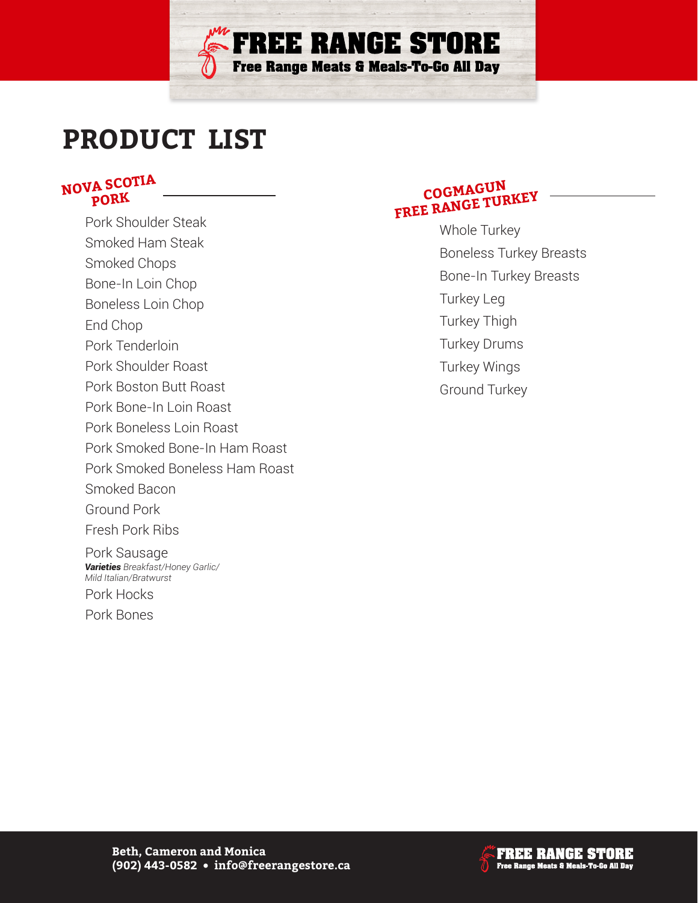# PRODUCT LIST

## NOVA SCOTIA PORK

- Pork Shoulder Steak
- Smoked Ham Steak
- Smoked Chops
- Bone-In Loin Chop
- Boneless Loin Chop
- End Chop
- Pork Tenderloin
- Pork Shoulder Roast
- Pork Boston Butt Roast
- Pork Bone-In Loin Roast
- Pork Boneless Loin Roast
- Pork Smoked Bone-In Ham Roast
- Pork Smoked Boneless Ham Roast
- Smoked Bacon
- Ground Pork
- Fresh Pork Ribs
- Pork Sausage
  ***Varieties*** *Breakfast/Honey Garlic/Mild Italian/Bratwurst*
- Pork Hocks
- Pork Bones

## COGMAGUN FREE RANGE TURKEY

- Whole Turkey
- Boneless Turkey Breasts
- Bone-In Turkey Breasts
- Turkey Leg
- Turkey Thigh
- Turkey Drums
- Turkey Wings
- Ground Turkey

**Beth, Cameron and Monica**
**(902) 443-0582 • info@freerangestore.ca**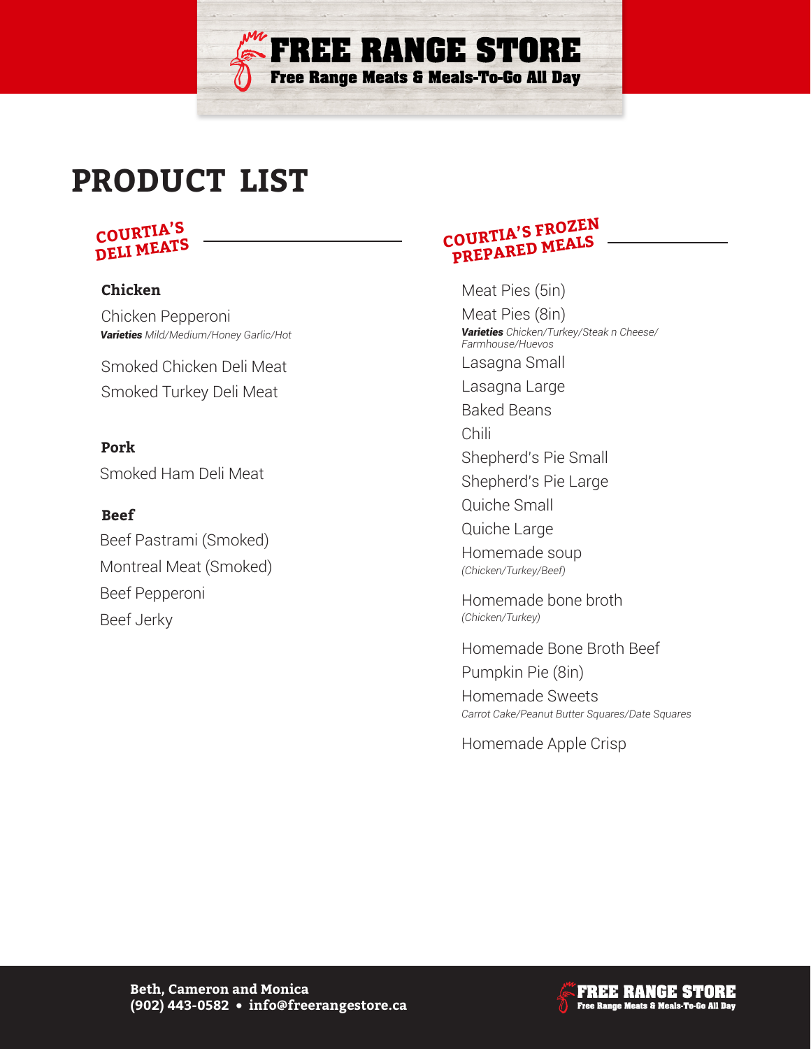# FREE RANGE STORE

**Free Range Meats & Meals-To-Go All Day**

# PRODUCT LIST

## COURTIA'S DELI MEATS

### Chicken

Chicken Pepperoni
***Varieties*** *Mild/Medium/Honey Garlic/Hot*

Smoked Chicken Deli Meat

Smoked Turkey Deli Meat

### Pork

Smoked Ham Deli Meat

### Beef

Beef Pastrami (Smoked)

Montreal Meat (Smoked)

Beef Pepperoni

Beef Jerky

## COURTIA'S FROZEN PREPARED MEALS

Meat Pies (5in)

Meat Pies (8in)
***Varieties*** *Chicken/Turkey/Steak n Cheese/ Farmhouse/Huevos*

Lasagna Small

Lasagna Large

Baked Beans

Chili

Shepherd's Pie Small

Shepherd's Pie Large

Quiche Small

Quiche Large

Homemade soup
*(Chicken/Turkey/Beef)*

Homemade bone broth
*(Chicken/Turkey)*

Homemade Bone Broth Beef

Pumpkin Pie (8in)

Homemade Sweets
*Carrot Cake/Peanut Butter Squares/Date Squares*

Homemade Apple Crisp

**Beth, Cameron and Monica**
**(902) 443-0582 • info@freerangestore.ca**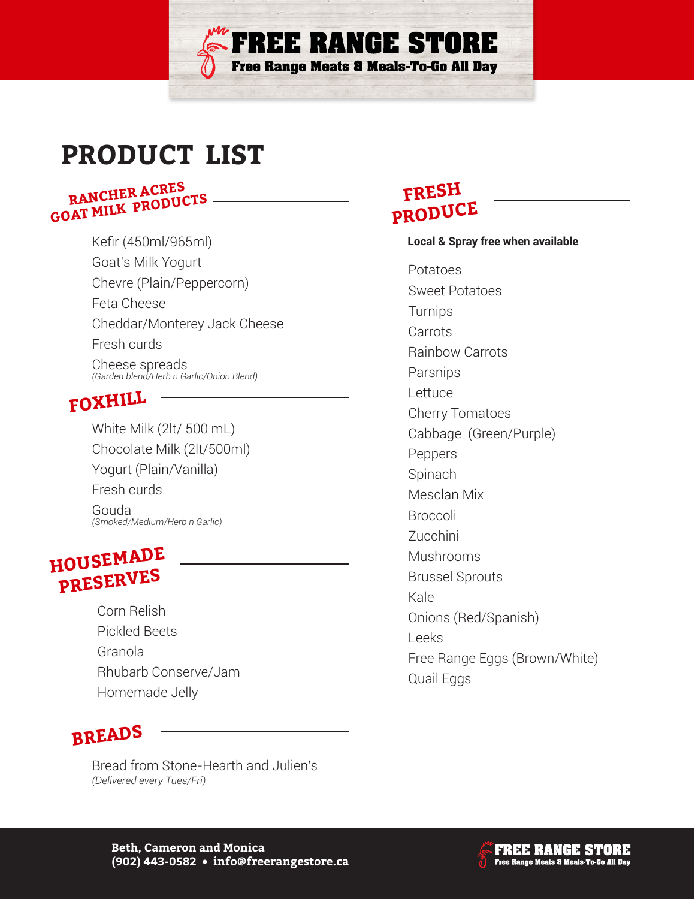# FREE RANGE STORE

**Free Range Meats & Meals-To-Go All Day**

# PRODUCT LIST

## RANCHER ACRES GOAT MILK PRODUCTS

- Kefir (450ml/965ml)
- Goat's Milk Yogurt
- Chevre (Plain/Peppercorn)
- Feta Cheese
- Cheddar/Monterey Jack Cheese
- Fresh curds
- Cheese spreads
  *(Garden blend/Herb n Garlic/Onion Blend)*

## FOXHILL

- White Milk (2lt/ 500 mL)
- Chocolate Milk (2lt/500ml)
- Yogurt (Plain/Vanilla)
- Fresh curds
- Gouda
  *(Smoked/Medium/Herb n Garlic)*

## HOUSEMADE PRESERVES

- Corn Relish
- Pickled Beets
- Granola
- Rhubarb Conserve/Jam
- Homemade Jelly

## BREADS

- Bread from Stone-Hearth and Julien's
  *(Delivered every Tues/Fri)*

## FRESH PRODUCE

**Local & Spray free when available**

- Potatoes
- Sweet Potatoes
- Turnips
- Carrots
- Rainbow Carrots
- Parsnips
- Lettuce
- Cherry Tomatoes
- Cabbage (Green/Purple)
- Peppers
- Spinach
- Mesclan Mix
- Broccoli
- Zucchini
- Mushrooms
- Brussel Sprouts
- Kale
- Onions (Red/Spanish)
- Leeks
- Free Range Eggs (Brown/White)
- Quail Eggs

**Beth, Cameron and Monica**
**(902) 443-0582 • info@freerangestore.ca**

**FREE RANGE STORE**
**Free Range Meats & Meals-To-Go All Day**